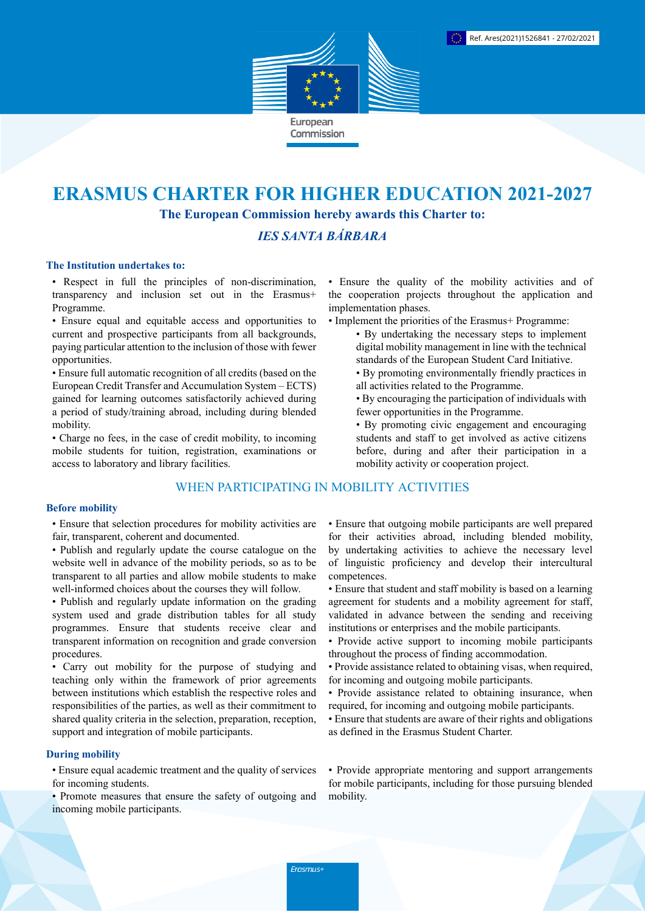Ref. Ares(2021)1526841 - 27/02/2021

European Commission

# ERASMUS CHARTER FOR HIGHER EDUCATION 2021-2027

**The European Commission hereby awards this Charter to:**

***IES SANTA BÁRBARA***

### The Institution undertakes to:

- Respect in full the principles of non-discrimination, transparency and inclusion set out in the Erasmus+ Programme.
- Ensure equal and equitable access and opportunities to current and prospective participants from all backgrounds, paying particular attention to the inclusion of those with fewer opportunities.
- Ensure full automatic recognition of all credits (based on the European Credit Transfer and Accumulation System – ECTS) gained for learning outcomes satisfactorily achieved during a period of study/training abroad, including during blended mobility.
- Charge no fees, in the case of credit mobility, to incoming mobile students for tuition, registration, examinations or access to laboratory and library facilities.
- Ensure the quality of the mobility activities and of the cooperation projects throughout the application and implementation phases.
- Implement the priorities of the Erasmus+ Programme:
  - By undertaking the necessary steps to implement digital mobility management in line with the technical standards of the European Student Card Initiative.
  - By promoting environmentally friendly practices in all activities related to the Programme.
  - By encouraging the participation of individuals with fewer opportunities in the Programme.
  - By promoting civic engagement and encouraging students and staff to get involved as active citizens before, during and after their participation in a mobility activity or cooperation project.

## WHEN PARTICIPATING IN MOBILITY ACTIVITIES

### Before mobility

- Ensure that selection procedures for mobility activities are fair, transparent, coherent and documented.
- Publish and regularly update the course catalogue on the website well in advance of the mobility periods, so as to be transparent to all parties and allow mobile students to make well-informed choices about the courses they will follow.
- Publish and regularly update information on the grading system used and grade distribution tables for all study programmes. Ensure that students receive clear and transparent information on recognition and grade conversion procedures.
- Carry out mobility for the purpose of studying and teaching only within the framework of prior agreements between institutions which establish the respective roles and responsibilities of the parties, as well as their commitment to shared quality criteria in the selection, preparation, reception, support and integration of mobile participants.
- Ensure that outgoing mobile participants are well prepared for their activities abroad, including blended mobility, by undertaking activities to achieve the necessary level of linguistic proficiency and develop their intercultural competences.
- Ensure that student and staff mobility is based on a learning agreement for students and a mobility agreement for staff, validated in advance between the sending and receiving institutions or enterprises and the mobile participants.
- Provide active support to incoming mobile participants throughout the process of finding accommodation.
- Provide assistance related to obtaining visas, when required, for incoming and outgoing mobile participants.
- Provide assistance related to obtaining insurance, when required, for incoming and outgoing mobile participants.
- Ensure that students are aware of their rights and obligations as defined in the Erasmus Student Charter.

### During mobility

- Ensure equal academic treatment and the quality of services for incoming students.
- Promote measures that ensure the safety of outgoing and incoming mobile participants.
- Provide appropriate mentoring and support arrangements for mobile participants, including for those pursuing blended mobility.

Erasmus+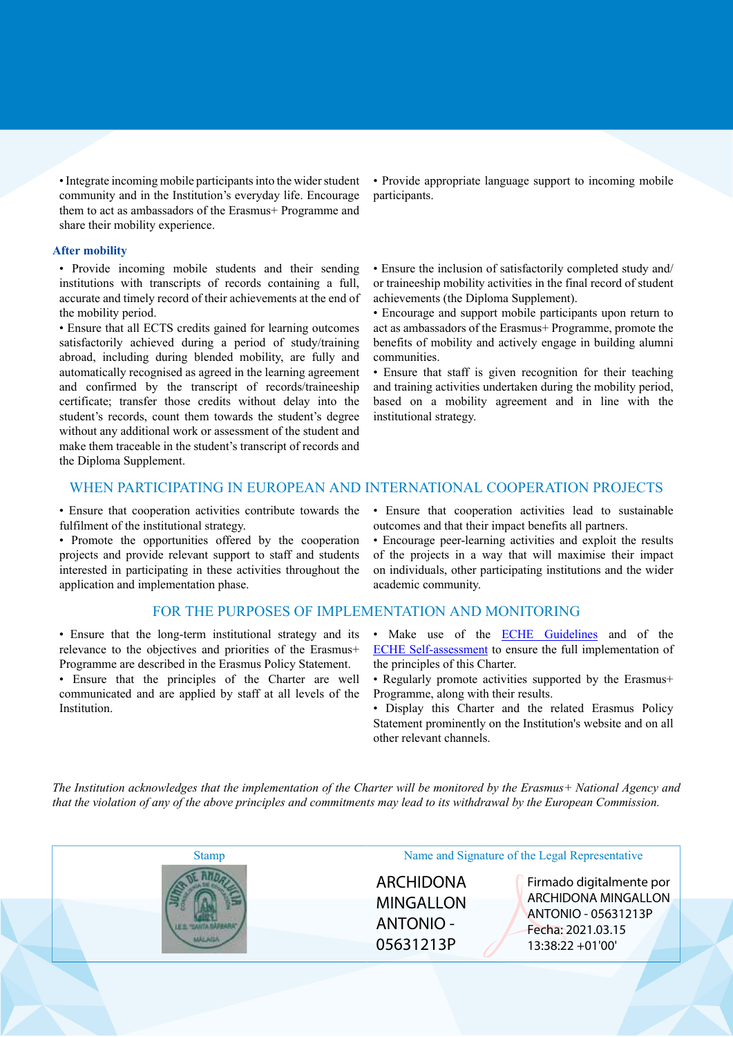• Integrate incoming mobile participants into the wider student community and in the Institution's everyday life. Encourage them to act as ambassadors of the Erasmus+ Programme and share their mobility experience.

• Provide appropriate language support to incoming mobile participants.

### After mobility

• Provide incoming mobile students and their sending institutions with transcripts of records containing a full, accurate and timely record of their achievements at the end of the mobility period.

• Ensure that all ECTS credits gained for learning outcomes satisfactorily achieved during a period of study/training abroad, including during blended mobility, are fully and automatically recognised as agreed in the learning agreement and confirmed by the transcript of records/traineeship certificate; transfer those credits without delay into the student's records, count them towards the student's degree without any additional work or assessment of the student and make them traceable in the student's transcript of records and the Diploma Supplement.

• Ensure the inclusion of satisfactorily completed study and/or traineeship mobility activities in the final record of student achievements (the Diploma Supplement).

• Encourage and support mobile participants upon return to act as ambassadors of the Erasmus+ Programme, promote the benefits of mobility and actively engage in building alumni communities.

• Ensure that staff is given recognition for their teaching and training activities undertaken during the mobility period, based on a mobility agreement and in line with the institutional strategy.

## WHEN PARTICIPATING IN EUROPEAN AND INTERNATIONAL COOPERATION PROJECTS

• Ensure that cooperation activities contribute towards the fulfilment of the institutional strategy.

• Promote the opportunities offered by the cooperation projects and provide relevant support to staff and students interested in participating in these activities throughout the application and implementation phase.

• Ensure that cooperation activities lead to sustainable outcomes and that their impact benefits all partners.

• Encourage peer-learning activities and exploit the results of the projects in a way that will maximise their impact on individuals, other participating institutions and the wider academic community.

## FOR THE PURPOSES OF IMPLEMENTATION AND MONITORING

• Ensure that the long-term institutional strategy and its relevance to the objectives and priorities of the Erasmus+ Programme are described in the Erasmus Policy Statement.

• Ensure that the principles of the Charter are well communicated and are applied by staff at all levels of the Institution.

• Make use of the ECHE Guidelines and of the ECHE Self-assessment to ensure the full implementation of the principles of this Charter.

• Regularly promote activities supported by the Erasmus+ Programme, along with their results.

• Display this Charter and the related Erasmus Policy Statement prominently on the Institution's website and on all other relevant channels.

*The Institution acknowledges that the implementation of the Charter will be monitored by the Erasmus+ National Agency and that the violation of any of the above principles and commitments may lead to its withdrawal by the European Commission.*

| Stamp | Name and Signature of the Legal Representative |
|---|---|
| JUNTA DE ANDALUCIA – CONSEJERÍA DE EDUCACIÓN – I.E.S. "SANTA BÁRBARA" – MÁLAGA | ARCHIDONA MINGALLON ANTONIO - 05631213P<br>Firmado digitalmente por ARCHIDONA MINGALLON ANTONIO - 05631213P<br>Fecha: 2021.03.15 13:38:22 +01'00' |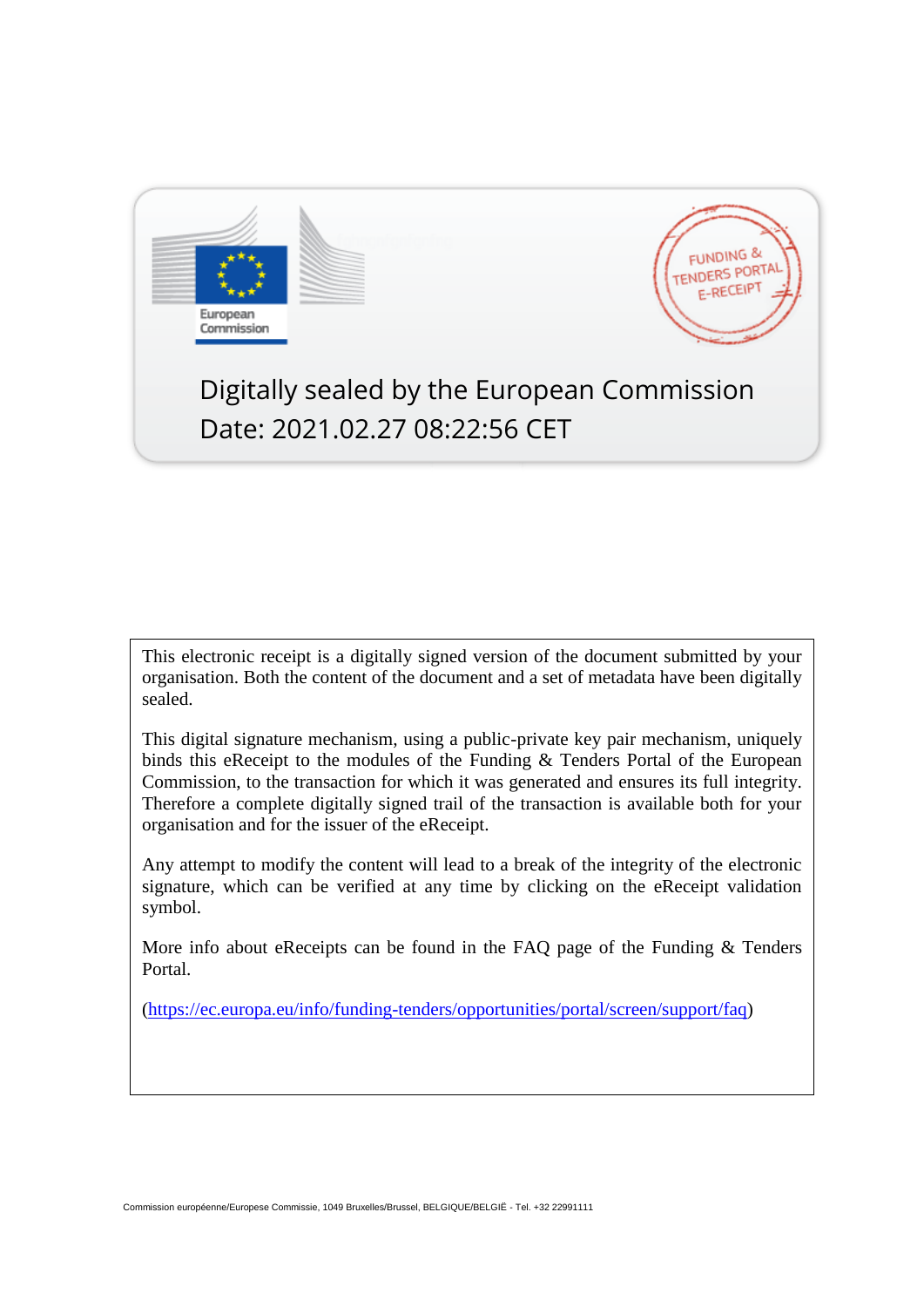European Commission

FUNDING & TENDERS PORTAL E-RECEIPT

Digitally sealed by the European Commission
Date: 2021.02.27 08:22:56 CET

This electronic receipt is a digitally signed version of the document submitted by your organisation. Both the content of the document and a set of metadata have been digitally sealed.

This digital signature mechanism, using a public-private key pair mechanism, uniquely binds this eReceipt to the modules of the Funding & Tenders Portal of the European Commission, to the transaction for which it was generated and ensures its full integrity. Therefore a complete digitally signed trail of the transaction is available both for your organisation and for the issuer of the eReceipt.

Any attempt to modify the content will lead to a break of the integrity of the electronic signature, which can be verified at any time by clicking on the eReceipt validation symbol.

More info about eReceipts can be found in the FAQ page of the Funding & Tenders Portal.

(https://ec.europa.eu/info/funding-tenders/opportunities/portal/screen/support/faq)

Commission européenne/Europese Commissie, 1049 Bruxelles/Brussel, BELGIQUE/BELGIË - Tel. +32 22991111